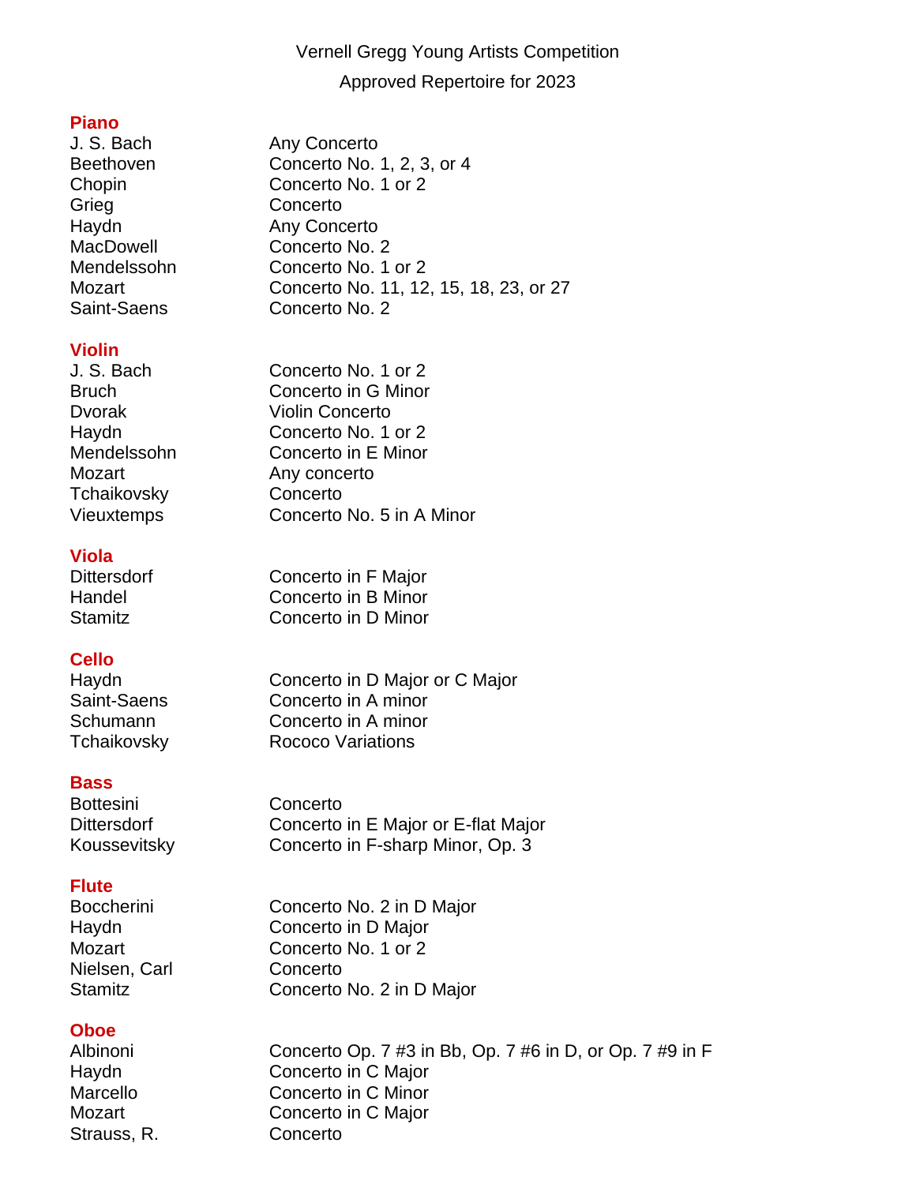# Vernell Gregg Young Artists Competition

## Approved Repertoire for 2023

### Piano

| | |
|---|---|
| J. S. Bach | Any Concerto |
| Beethoven | Concerto No. 1, 2, 3, or 4 |
| Chopin | Concerto No. 1 or 2 |
| Grieg | Concerto |
| Haydn | Any Concerto |
| MacDowell | Concerto No. 2 |
| Mendelssohn | Concerto No. 1 or 2 |
| Mozart | Concerto No. 11, 12, 15, 18, 23, or 27 |
| Saint-Saens | Concerto No. 2 |

### Violin

| | |
|---|---|
| J. S. Bach | Concerto No. 1 or 2 |
| Bruch | Concerto in G Minor |
| Dvorak | Violin Concerto |
| Haydn | Concerto No. 1 or 2 |
| Mendelssohn | Concerto in E Minor |
| Mozart | Any concerto |
| Tchaikovsky | Concerto |
| Vieuxtemps | Concerto No. 5 in A Minor |

### Viola

| | |
|---|---|
| Dittersdorf | Concerto in F Major |
| Handel | Concerto in B Minor |
| Stamitz | Concerto in D Minor |

### Cello

| | |
|---|---|
| Haydn | Concerto in D Major or C Major |
| Saint-Saens | Concerto in A minor |
| Schumann | Concerto in A minor |
| Tchaikovsky | Rococo Variations |

### Bass

| | |
|---|---|
| Bottesini | Concerto |
| Dittersdorf | Concerto in E Major or E-flat Major |
| Koussevitsky | Concerto in F-sharp Minor, Op. 3 |

### Flute

| | |
|---|---|
| Boccherini | Concerto No. 2 in D Major |
| Haydn | Concerto in D Major |
| Mozart | Concerto No. 1 or 2 |
| Nielsen, Carl | Concerto |
| Stamitz | Concerto No. 2 in D Major |

### Oboe

| | |
|---|---|
| Albinoni | Concerto Op. 7 #3 in Bb, Op. 7 #6 in D, or Op. 7 #9 in F |
| Haydn | Concerto in C Major |
| Marcello | Concerto in C Minor |
| Mozart | Concerto in C Major |
| Strauss, R. | Concerto |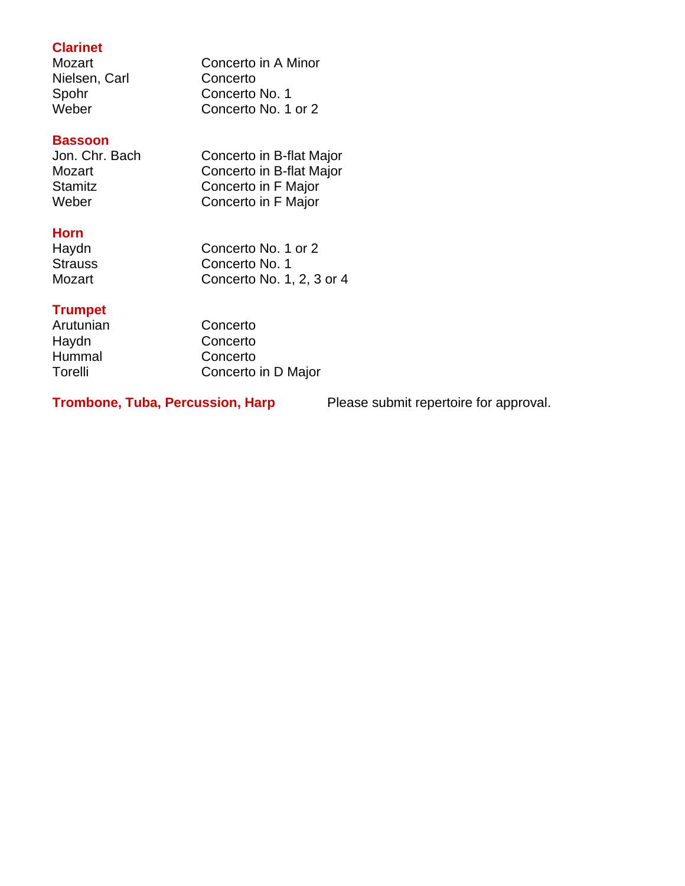### Clarinet

| | |
|---|---|
| Mozart | Concerto in A Minor |
| Nielsen, Carl | Concerto |
| Spohr | Concerto No. 1 |
| Weber | Concerto No. 1 or 2 |

### Bassoon

| | |
|---|---|
| Jon. Chr. Bach | Concerto in B-flat Major |
| Mozart | Concerto in B-flat Major |
| Stamitz | Concerto in F Major |
| Weber | Concerto in F Major |

### Horn

| | |
|---|---|
| Haydn | Concerto No. 1 or 2 |
| Strauss | Concerto No. 1 |
| Mozart | Concerto No. 1, 2, 3 or 4 |

### Trumpet

| | |
|---|---|
| Arutunian | Concerto |
| Haydn | Concerto |
| Hummal | Concerto |
| Torelli | Concerto in D Major |

**Trombone, Tuba, Percussion, Harp** Please submit repertoire for approval.